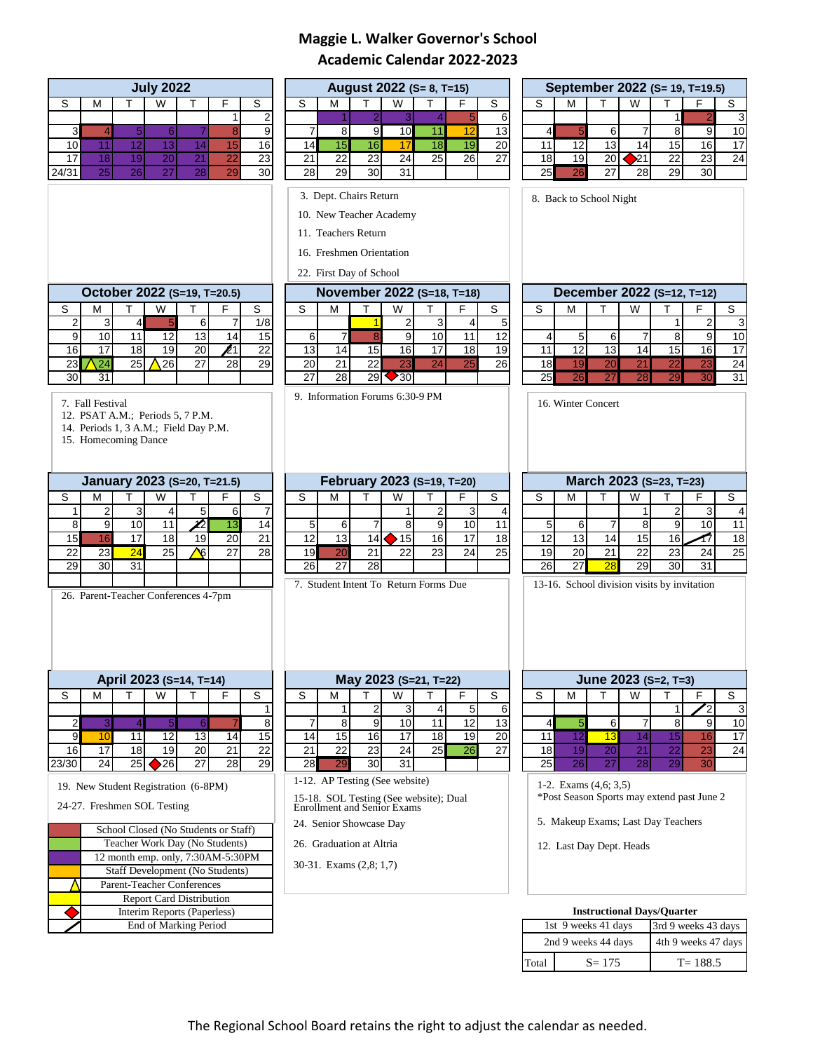# Maggie L. Walker Governor's School
## Academic Calendar 2022-2023

### July 2022

| S | M | T | W | T | F | S |
|---|---|---|---|---|---|---|
| | | | | | 1 | 2 |
| 3 | 4 | 5 | 6 | 7 | 8 | 9 |
| 10 | 11 | 12 | 13 | 14 | 15 | 16 |
| 17 | 18 | 19 | 20 | 21 | 22 | 23 |
| 24/31 | 25 | 26 | 27 | 28 | 29 | 30 |

### August 2022 (S= 8, T=15)

| S | M | T | W | T | F | S |
|---|---|---|---|---|---|---|
| | 1 | 2 | 3 | 4 | 5 | 6 |
| 7 | 8 | 9 | 10 | 11 | 12 | 13 |
| 14 | 15 | 16 | 17 | 18 | 19 | 20 |
| 21 | 22 | 23 | 24 | 25 | 26 | 27 |
| 28 | 29 | 30 | 31 | | | |

3. Dept. Chairs Return
10. New Teacher Academy
11. Teachers Return
16. Freshmen Orientation
22. First Day of School

### September 2022 (S= 19, T=19.5)

| S | M | T | W | T | F | S |
|---|---|---|---|---|---|---|
| | | | | 1 | 2 | 3 |
| 4 | 5 | 6 | 7 | 8 | 9 | 10 |
| 11 | 12 | 13 | 14 | 15 | 16 | 17 |
| 18 | 19 | 20 | 21 | 22 | 23 | 24 |
| 25 | 26 | 27 | 28 | 29 | 30 | |

8. Back to School Night

### October 2022 (S=19, T=20.5)

| S | M | T | W | T | F | S |
|---|---|---|---|---|---|---|
| 2 | 3 | 4 | 5 | 6 | 7 | 1/8 |
| 9 | 10 | 11 | 12 | 13 | 14 | 15 |
| 16 | 17 | 18 | 19 | 20 | 21 | 22 |
| 23 | 24 | 25 | 26 | 27 | 28 | 29 |
| 30 | 31 | | | | | |

7. Fall Festival
12. PSAT A.M.; Periods 5, 7 P.M.
14. Periods 1, 3 A.M.; Field Day P.M.
15. Homecoming Dance

### November 2022 (S=18, T=18)

| S | M | T | W | T | F | S |
|---|---|---|---|---|---|---|
| | | 1 | 2 | 3 | 4 | 5 |
| 6 | 7 | 8 | 9 | 10 | 11 | 12 |
| 13 | 14 | 15 | 16 | 17 | 18 | 19 |
| 20 | 21 | 22 | 23 | 24 | 25 | 26 |
| 27 | 28 | 29 | 30 | | | |

9. Information Forums 6:30-9 PM

### December 2022 (S=12, T=12)

| S | M | T | W | T | F | S |
|---|---|---|---|---|---|---|
| | | | | 1 | 2 | 3 |
| 4 | 5 | 6 | 7 | 8 | 9 | 10 |
| 11 | 12 | 13 | 14 | 15 | 16 | 17 |
| 18 | 19 | 20 | 21 | 22 | 23 | 24 |
| 25 | 26 | 27 | 28 | 29 | 30 | 31 |

16. Winter Concert

### January 2023 (S=20, T=21.5)

| S | M | T | W | T | F | S |
|---|---|---|---|---|---|---|
| 1 | 2 | 3 | 4 | 5 | 6 | 7 |
| 8 | 9 | 10 | 11 | 12 | 13 | 14 |
| 15 | 16 | 17 | 18 | 19 | 20 | 21 |
| 22 | 23 | 24 | 25 | 26 | 27 | 28 |
| 29 | 30 | 31 | | | | |

26. Parent-Teacher Conferences 4-7pm

### February 2023 (S=19, T=20)

| S | M | T | W | T | F | S |
|---|---|---|---|---|---|---|
| | | | 1 | 2 | 3 | 4 |
| 5 | 6 | 7 | 8 | 9 | 10 | 11 |
| 12 | 13 | 14 | 15 | 16 | 17 | 18 |
| 19 | 20 | 21 | 22 | 23 | 24 | 25 |
| 26 | 27 | 28 | | | | |

7. Student Intent To Return Forms Due

### March 2023 (S=23, T=23)

| S | M | T | W | T | F | S |
|---|---|---|---|---|---|---|
| | | | 1 | 2 | 3 | 4 |
| 5 | 6 | 7 | 8 | 9 | 10 | 11 |
| 12 | 13 | 14 | 15 | 16 | 17 | 18 |
| 19 | 20 | 21 | 22 | 23 | 24 | 25 |
| 26 | 27 | 28 | 29 | 30 | 31 | |

13-16. School division visits by invitation

### April 2023 (S=14, T=14)

| S | M | T | W | T | F | S |
|---|---|---|---|---|---|---|
| | | | | | | 1 |
| 2 | 3 | 4 | 5 | 6 | 7 | 8 |
| 9 | 10 | 11 | 12 | 13 | 14 | 15 |
| 16 | 17 | 18 | 19 | 20 | 21 | 22 |
| 23/30 | 24 | 25 | 26 | 27 | 28 | 29 |

19. New Student Registration (6-8PM)
24-27. Freshmen SOL Testing

### May 2023 (S=21, T=22)

| S | M | T | W | T | F | S |
|---|---|---|---|---|---|---|
| | 1 | 2 | 3 | 4 | 5 | 6 |
| 7 | 8 | 9 | 10 | 11 | 12 | 13 |
| 14 | 15 | 16 | 17 | 18 | 19 | 20 |
| 21 | 22 | 23 | 24 | 25 | 26 | 27 |
| 28 | 29 | 30 | 31 | | | |

1-12. AP Testing (See website)
15-18. SOL Testing (See website); Dual Enrollment and Senior Exams
24. Senior Showcase Day
26. Graduation at Altria
30-31. Exams (2,8; 1,7)

### June 2023 (S=2, T=3)

| S | M | T | W | T | F | S |
|---|---|---|---|---|---|---|
| | | | | 1 | 2 | 3 |
| 4 | 5 | 6 | 7 | 8 | 9 | 10 |
| 11 | 12 | 13 | 14 | 15 | 16 | 17 |
| 18 | 19 | 20 | 21 | 22 | 23 | 24 |
| 25 | 26 | 27 | 28 | 29 | 30 | |

1-2. Exams (4,6; 3,5)
*Post Season Sports may extend past June 2
5. Makeup Exams; Last Day Teachers
12. Last Day Dept. Heads

### Legend

| Color/Symbol | Meaning |
|---|---|
| Red | School Closed (No Students or Staff) |
| Green | Teacher Work Day (No Students) |
| Purple | 12 month emp. only, 7:30AM-5:30PM |
| Orange | Staff Development (No Students) |
| Triangle | Parent-Teacher Conferences |
| Yellow | Report Card Distribution |
| Diamond | Interim Reports (Paperless) |
| Slash | End of Marking Period |

### Instructional Days/Quarter

| | |
|---|---|
| 1st 9 weeks 41 days | 3rd 9 weeks 43 days |
| 2nd 9 weeks 44 days | 4th 9 weeks 47 days |
| Total S= 175 | T= 188.5 |

The Regional School Board retains the right to adjust the calendar as needed.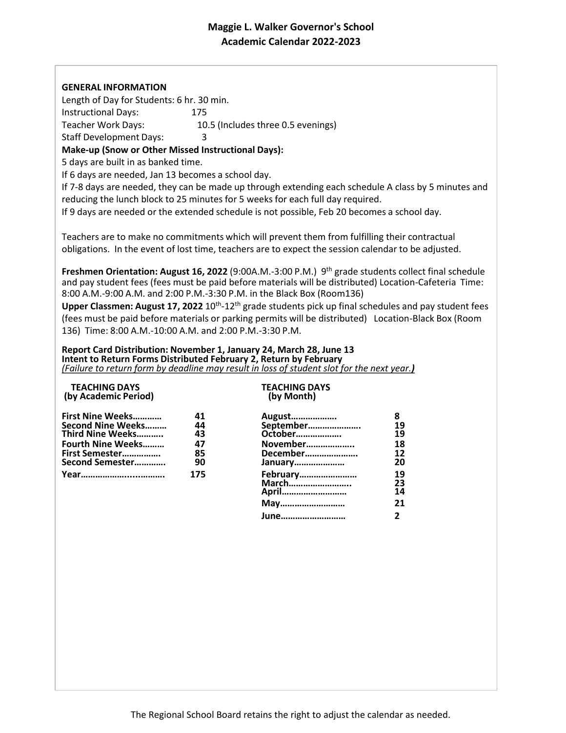# Maggie L. Walker Governor's School
## Academic Calendar 2022-2023

**GENERAL INFORMATION**

Length of Day for Students: 6 hr. 30 min.
Instructional Days: 175
Teacher Work Days: 10.5 (Includes three 0.5 evenings)
Staff Development Days: 3

**Make-up (Snow or Other Missed Instructional Days):**

5 days are built in as banked time.
If 6 days are needed, Jan 13 becomes a school day.
If 7-8 days are needed, they can be made up through extending each schedule A class by 5 minutes and reducing the lunch block to 25 minutes for 5 weeks for each full day required.
If 9 days are needed or the extended schedule is not possible, Feb 20 becomes a school day.

Teachers are to make no commitments which will prevent them from fulfilling their contractual obligations. In the event of lost time, teachers are to expect the session calendar to be adjusted.

**Freshmen Orientation: August 16, 2022** (9:00A.M.-3:00 P.M.) 9th grade students collect final schedule and pay student fees (fees must be paid before materials will be distributed) Location-Cafeteria Time: 8:00 A.M.-9:00 A.M. and 2:00 P.M.-3:30 P.M. in the Black Box (Room136)

**Upper Classmen: August 17, 2022** 10th-12th grade students pick up final schedules and pay student fees (fees must be paid before materials or parking permits will be distributed) Location-Black Box (Room 136) Time: 8:00 A.M.-10:00 A.M. and 2:00 P.M.-3:30 P.M.

**Report Card Distribution: November 1, January 24, March 28, June 13**
**Intent to Return Forms Distributed February 2, Return by February**
*(Failure to return form by deadline may result in loss of student slot for the next year.)*

**TEACHING DAYS (by Academic Period)**

| Period | Days |
|---|---|
| First Nine Weeks | 41 |
| Second Nine Weeks | 44 |
| Third Nine Weeks | 43 |
| Fourth Nine Weeks | 47 |
| First Semester | 85 |
| Second Semester | 90 |
| Year | 175 |

**TEACHING DAYS (by Month)**

| Month | Days |
|---|---|
| August | 8 |
| September | 19 |
| October | 19 |
| November | 18 |
| December | 12 |
| January | 20 |
| February | 19 |
| March | 23 |
| April | 14 |
| May | 21 |
| June | 2 |

The Regional School Board retains the right to adjust the calendar as needed.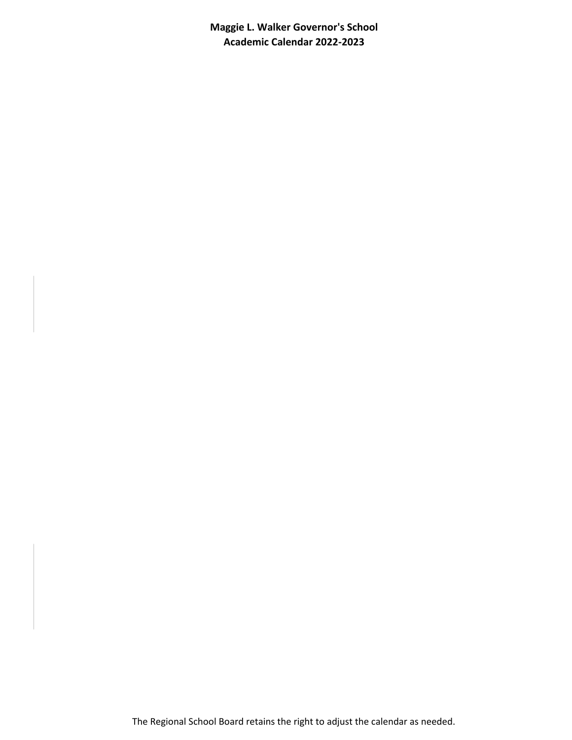**Maggie L. Walker Governor's School**
**Academic Calendar 2022-2023**

The Regional School Board retains the right to adjust the calendar as needed.